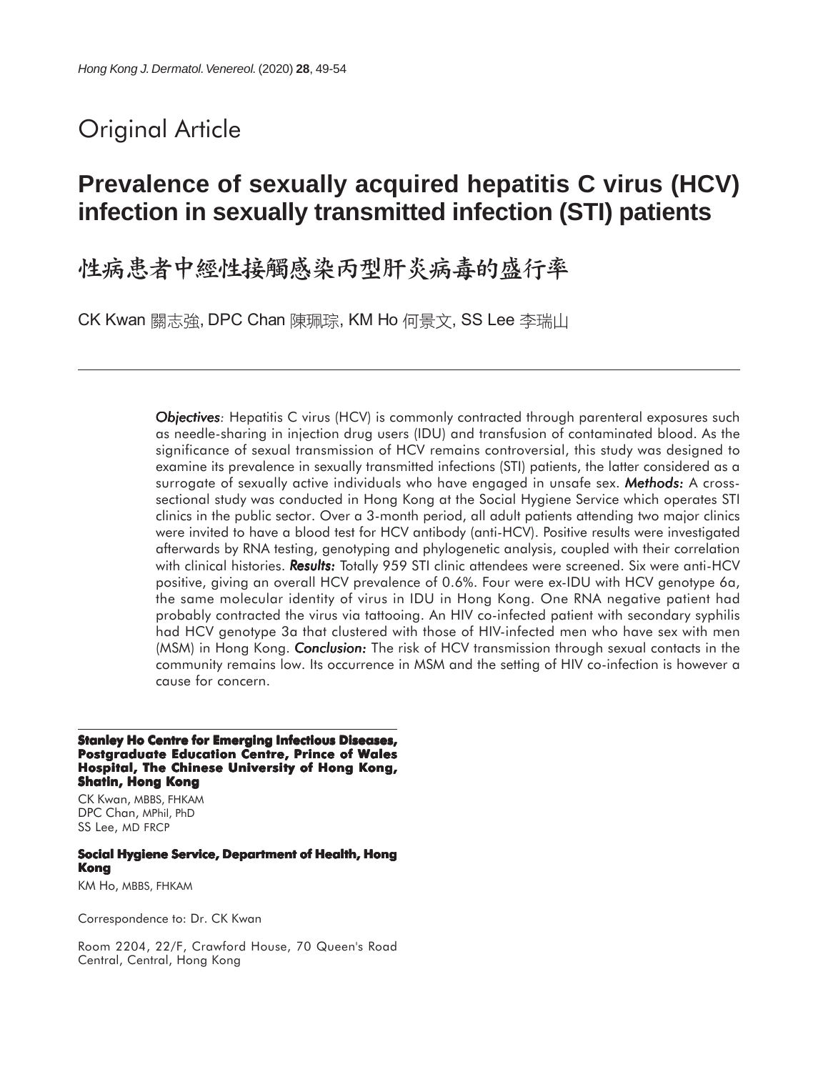Original Article

# Prevalence of sexually acquired hepatitis C virus (HCV) infection in sexually transmitted infection (STI) patients

# 性病患者中經性接觸感染丙型肝炎病毒的盛行率

CK Kwan 關志強, DPC Chan 陳珮琮, KM Ho 何景文, SS Lee 李瑞山

*Objectives*: Hepatitis C virus (HCV) is commonly contracted through parenteral exposures such as needle-sharing in injection drug users (IDU) and transfusion of contaminated blood. As the significance of sexual transmission of HCV remains controversial, this study was designed to examine its prevalence in sexually transmitted infections (STI) patients, the latter considered as a surrogate of sexually active individuals who have engaged in unsafe sex. ***Methods:*** A cross-sectional study was conducted in Hong Kong at the Social Hygiene Service which operates STI clinics in the public sector. Over a 3-month period, all adult patients attending two major clinics were invited to have a blood test for HCV antibody (anti-HCV). Positive results were investigated afterwards by RNA testing, genotyping and phylogenetic analysis, coupled with their correlation with clinical histories. ***Results:*** Totally 959 STI clinic attendees were screened. Six were anti-HCV positive, giving an overall HCV prevalence of 0.6%. Four were ex-IDU with HCV genotype 6a, the same molecular identity of virus in IDU in Hong Kong. One RNA negative patient had probably contracted the virus via tattooing. An HIV co-infected patient with secondary syphilis had HCV genotype 3a that clustered with those of HIV-infected men who have sex with men (MSM) in Hong Kong. ***Conclusion:*** The risk of HCV transmission through sexual contacts in the community remains low. Its occurrence in MSM and the setting of HIV co-infection is however a cause for concern.

**Stanley Ho Centre for Emerging Infectious Diseases, Postgraduate Education Centre, Prince of Wales Hospital, The Chinese University of Hong Kong, Shatin, Hong Kong**

CK Kwan, MBBS, FHKAM
DPC Chan, MPhil, PhD
SS Lee, MD FRCP

**Social Hygiene Service, Department of Health, Hong Kong**

KM Ho, MBBS, FHKAM

Correspondence to: Dr. CK Kwan

Room 2204, 22/F, Crawford House, 70 Queen's Road Central, Central, Hong Kong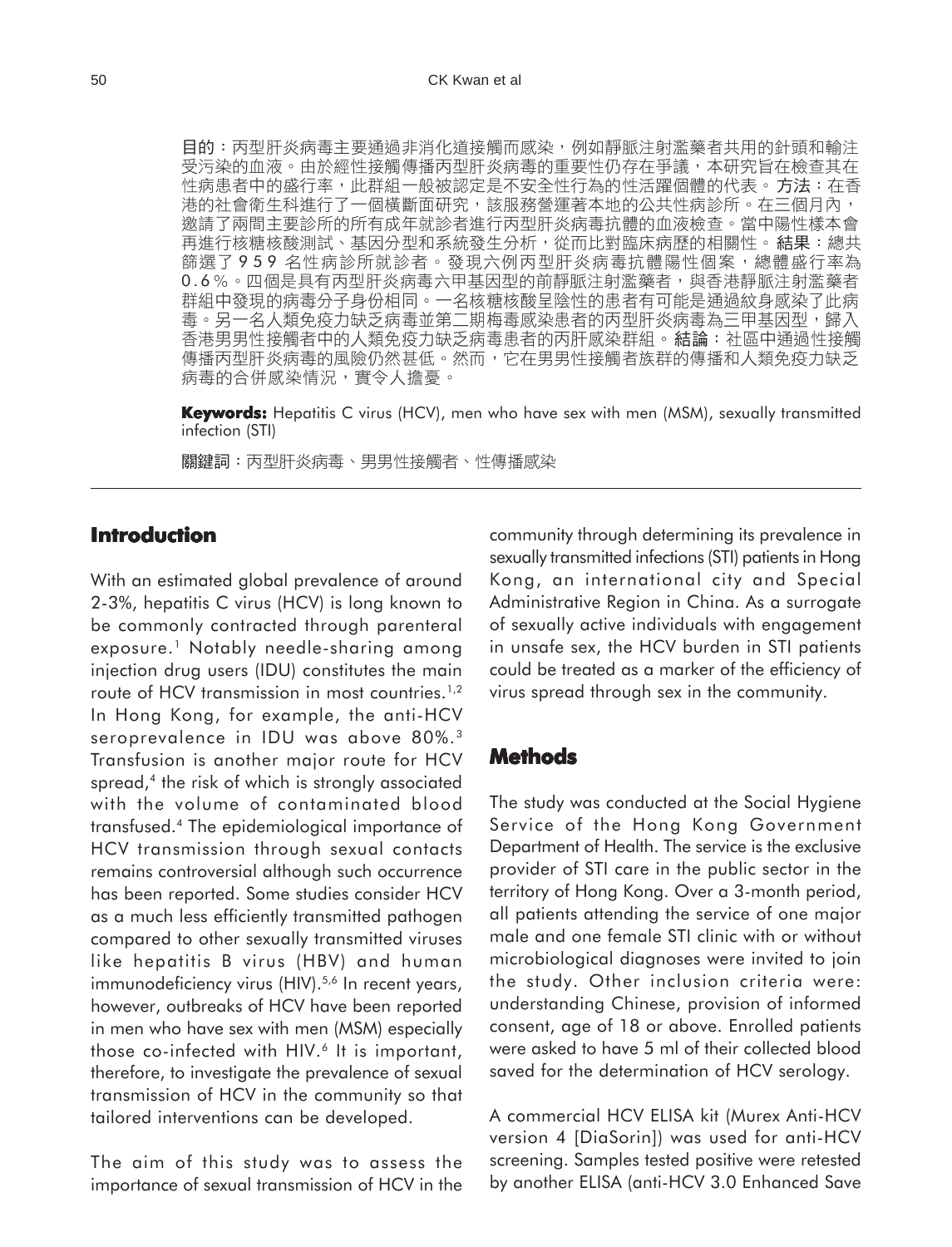目的：丙型肝炎病毒主要通過非消化道接觸而感染，例如靜脈注射濫藥者共用的針頭和輸注受污染的血液。由於經性接觸傳播丙型肝炎病毒的重要性仍存在爭議，本研究旨在檢查其在性病患者中的盛行率，此群組一般被認定是不安全性行為的性活躍個體的代表。**方法**：在香港的社會衞生科進行了一個橫斷面研究，該服務營運著本地的公共性病診所。在三個月內，邀請了兩間主要診所的所有成年就診者進行丙型肝炎病毒抗體的血液檢查。當中陽性樣本會再進行核糖核酸測試、基因分型和系統發生分析，從而比對臨床病歷的相關性。**結果**：總共篩選了959名性病診所就診者。發現六例丙型肝炎病毒抗體陽性個案，總體盛行率為0.6%。四個是具有丙型肝炎病毒六甲基因型的前靜脈注射濫藥者，與香港靜脈注射濫藥者群組中發現的病毒分子身份相同。一名核糖核酸呈陰性的患者有可能是通過紋身感染了此病毒。另一名人類免疫力缺乏病毒並第二期梅毒感染患者的丙型肝炎病毒為三甲基因型，歸入香港男男性接觸者中的人類免疫力缺乏病毒患者的丙肝感染群組。**結論**：社區中通過性接觸傳播丙型肝炎病毒的風險仍然甚低。然而，它在男男性接觸者族群的傳播和人類免疫力缺乏病毒的合併感染情況，實令人擔憂。

**Keywords:** Hepatitis C virus (HCV), men who have sex with men (MSM), sexually transmitted infection (STI)

關鍵詞：丙型肝炎病毒、男男性接觸者、性傳播感染

## Introduction

With an estimated global prevalence of around 2-3%, hepatitis C virus (HCV) is long known to be commonly contracted through parenteral exposure.[1] Notably needle-sharing among injection drug users (IDU) constitutes the main route of HCV transmission in most countries.[1,2] In Hong Kong, for example, the anti-HCV seroprevalence in IDU was above 80%.[3] Transfusion is another major route for HCV spread,[4] the risk of which is strongly associated with the volume of contaminated blood transfused.[4] The epidemiological importance of HCV transmission through sexual contacts remains controversial although such occurrence has been reported. Some studies consider HCV as a much less efficiently transmitted pathogen compared to other sexually transmitted viruses like hepatitis B virus (HBV) and human immunodeficiency virus (HIV).[5,6] In recent years, however, outbreaks of HCV have been reported in men who have sex with men (MSM) especially those co-infected with HIV.[6] It is important, therefore, to investigate the prevalence of sexual transmission of HCV in the community so that tailored interventions can be developed.

The aim of this study was to assess the importance of sexual transmission of HCV in the community through determining its prevalence in sexually transmitted infections (STI) patients in Hong Kong, an international city and Special Administrative Region in China. As a surrogate of sexually active individuals with engagement in unsafe sex, the HCV burden in STI patients could be treated as a marker of the efficiency of virus spread through sex in the community.

## Methods

The study was conducted at the Social Hygiene Service of the Hong Kong Government Department of Health. The service is the exclusive provider of STI care in the public sector in the territory of Hong Kong. Over a 3-month period, all patients attending the service of one major male and one female STI clinic with or without microbiological diagnoses were invited to join the study. Other inclusion criteria were: understanding Chinese, provision of informed consent, age of 18 or above. Enrolled patients were asked to have 5 ml of their collected blood saved for the determination of HCV serology.

A commercial HCV ELISA kit (Murex Anti-HCV version 4 [DiaSorin]) was used for anti-HCV screening. Samples tested positive were retested by another ELISA (anti-HCV 3.0 Enhanced Save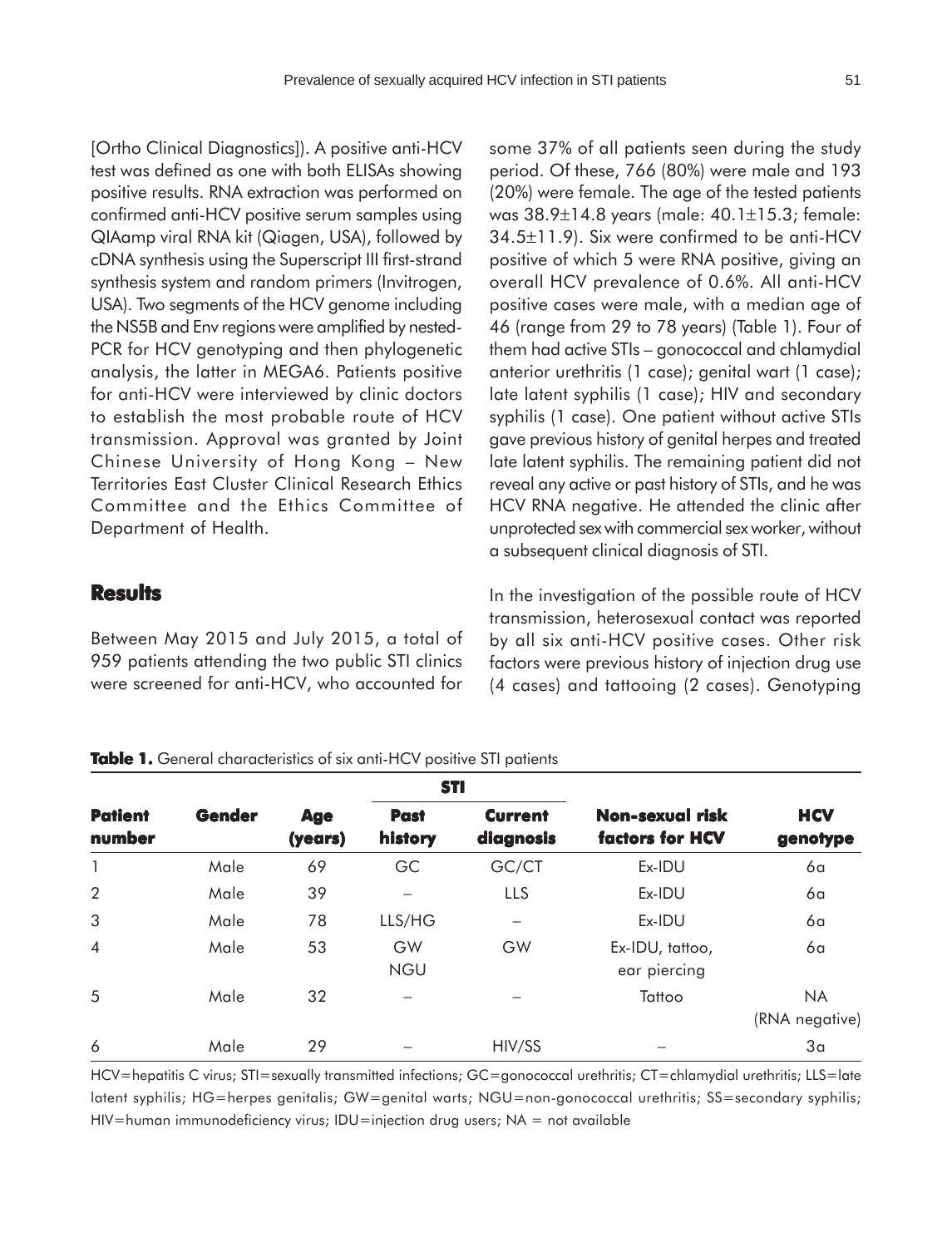[Ortho Clinical Diagnostics]). A positive anti-HCV test was defined as one with both ELISAs showing positive results. RNA extraction was performed on confirmed anti-HCV positive serum samples using QIAamp viral RNA kit (Qiagen, USA), followed by cDNA synthesis using the Superscript III first-strand synthesis system and random primers (Invitrogen, USA). Two segments of the HCV genome including the NS5B and Env regions were amplified by nested-PCR for HCV genotyping and then phylogenetic analysis, the latter in MEGA6. Patients positive for anti-HCV were interviewed by clinic doctors to establish the most probable route of HCV transmission. Approval was granted by Joint Chinese University of Hong Kong – New Territories East Cluster Clinical Research Ethics Committee and the Ethics Committee of Department of Health.

## Results

Between May 2015 and July 2015, a total of 959 patients attending the two public STI clinics were screened for anti-HCV, who accounted for some 37% of all patients seen during the study period. Of these, 766 (80%) were male and 193 (20%) were female. The age of the tested patients was 38.9±14.8 years (male: 40.1±15.3; female: 34.5±11.9). Six were confirmed to be anti-HCV positive of which 5 were RNA positive, giving an overall HCV prevalence of 0.6%. All anti-HCV positive cases were male, with a median age of 46 (range from 29 to 78 years) (Table 1). Four of them had active STIs – gonococcal and chlamydial anterior urethritis (1 case); genital wart (1 case); late latent syphilis (1 case); HIV and secondary syphilis (1 case). One patient without active STIs gave previous history of genital herpes and treated late latent syphilis. The remaining patient did not reveal any active or past history of STIs, and he was HCV RNA negative. He attended the clinic after unprotected sex with commercial sex worker, without a subsequent clinical diagnosis of STI.

In the investigation of the possible route of HCV transmission, heterosexual contact was reported by all six anti-HCV positive cases. Other risk factors were previous history of injection drug use (4 cases) and tattooing (2 cases). Genotyping

**Table 1.** General characteristics of six anti-HCV positive STI patients

| Patient number | Gender | Age (years) | STI | | Non-sexual risk factors for HCV | HCV genotype |
|---|---|---|---|---|---|---|
| | | | Past history | Current diagnosis | | |
| 1 | Male | 69 | GC | GC/CT | Ex-IDU | 6a |
| 2 | Male | 39 | – | LLS | Ex-IDU | 6a |
| 3 | Male | 78 | LLS/HG | – | Ex-IDU | 6a |
| 4 | Male | 53 | GW NGU | GW | Ex-IDU, tattoo, ear piercing | 6a |
| 5 | Male | 32 | – | – | Tattoo | NA (RNA negative) |
| 6 | Male | 29 | – | HIV/SS | – | 3a |

HCV=hepatitis C virus; STI=sexually transmitted infections; GC=gonococcal urethritis; CT=chlamydial urethritis; LLS=late latent syphilis; HG=herpes genitalis; GW=genital warts; NGU=non-gonococcal urethritis; SS=secondary syphilis; HIV=human immunodeficiency virus; IDU=injection drug users; NA = not available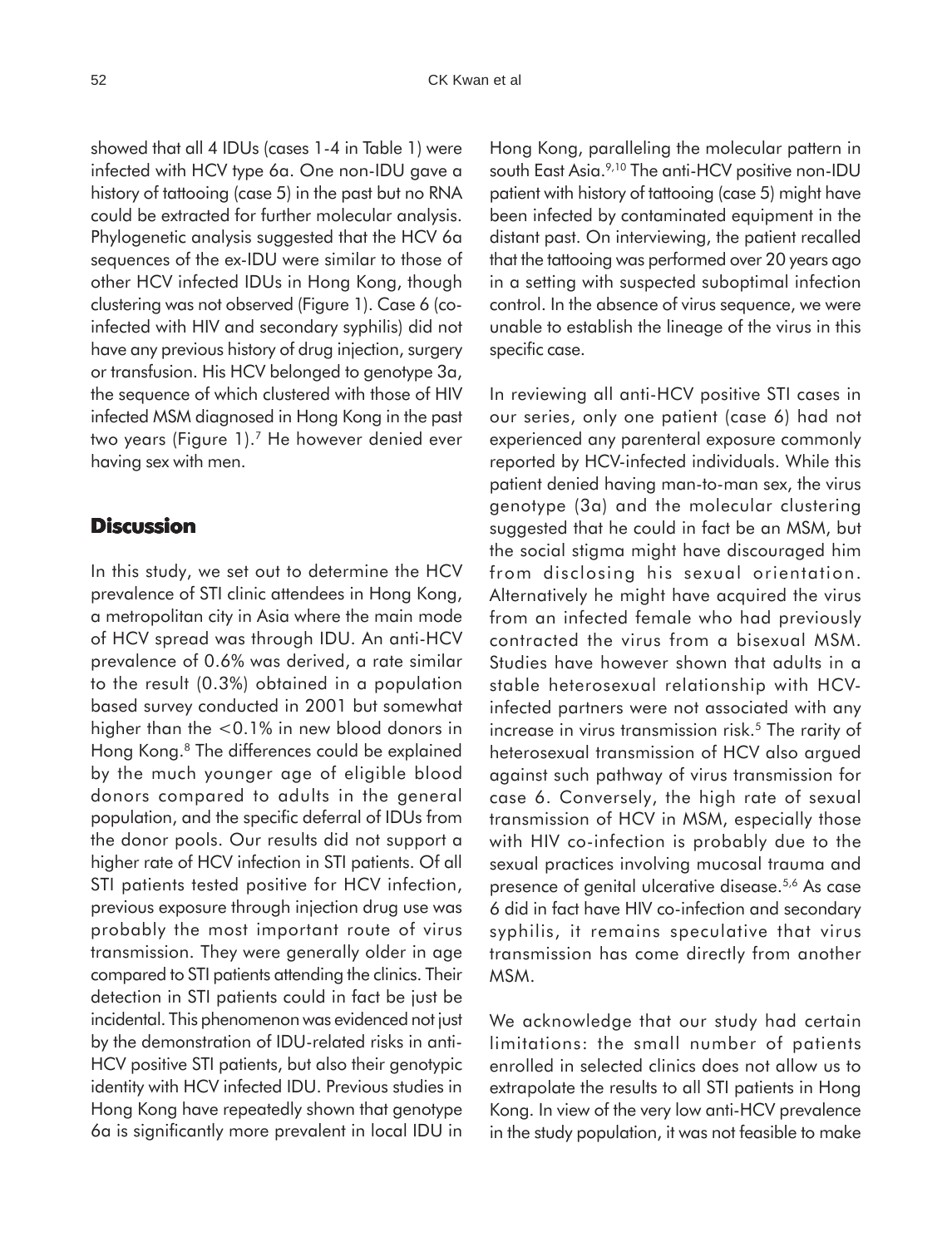showed that all 4 IDUs (cases 1-4 in Table 1) were infected with HCV type 6a. One non-IDU gave a history of tattooing (case 5) in the past but no RNA could be extracted for further molecular analysis. Phylogenetic analysis suggested that the HCV 6a sequences of the ex-IDU were similar to those of other HCV infected IDUs in Hong Kong, though clustering was not observed (Figure 1). Case 6 (co-infected with HIV and secondary syphilis) did not have any previous history of drug injection, surgery or transfusion. His HCV belonged to genotype 3a, the sequence of which clustered with those of HIV infected MSM diagnosed in Hong Kong in the past two years (Figure 1).[7] He however denied ever having sex with men.

## Discussion

In this study, we set out to determine the HCV prevalence of STI clinic attendees in Hong Kong, a metropolitan city in Asia where the main mode of HCV spread was through IDU. An anti-HCV prevalence of 0.6% was derived, a rate similar to the result (0.3%) obtained in a population based survey conducted in 2001 but somewhat higher than the <0.1% in new blood donors in Hong Kong.[8] The differences could be explained by the much younger age of eligible blood donors compared to adults in the general population, and the specific deferral of IDUs from the donor pools. Our results did not support a higher rate of HCV infection in STI patients. Of all STI patients tested positive for HCV infection, previous exposure through injection drug use was probably the most important route of virus transmission. They were generally older in age compared to STI patients attending the clinics. Their detection in STI patients could in fact be just be incidental. This phenomenon was evidenced not just by the demonstration of IDU-related risks in anti-HCV positive STI patients, but also their genotypic identity with HCV infected IDU. Previous studies in Hong Kong have repeatedly shown that genotype 6a is significantly more prevalent in local IDU in Hong Kong, paralleling the molecular pattern in south East Asia.[9,10] The anti-HCV positive non-IDU patient with history of tattooing (case 5) might have been infected by contaminated equipment in the distant past. On interviewing, the patient recalled that the tattooing was performed over 20 years ago in a setting with suspected suboptimal infection control. In the absence of virus sequence, we were unable to establish the lineage of the virus in this specific case.

In reviewing all anti-HCV positive STI cases in our series, only one patient (case 6) had not experienced any parenteral exposure commonly reported by HCV-infected individuals. While this patient denied having man-to-man sex, the virus genotype (3a) and the molecular clustering suggested that he could in fact be an MSM, but the social stigma might have discouraged him from disclosing his sexual orientation. Alternatively he might have acquired the virus from an infected female who had previously contracted the virus from a bisexual MSM. Studies have however shown that adults in a stable heterosexual relationship with HCV-infected partners were not associated with any increase in virus transmission risk.[5] The rarity of heterosexual transmission of HCV also argued against such pathway of virus transmission for case 6. Conversely, the high rate of sexual transmission of HCV in MSM, especially those with HIV co-infection is probably due to the sexual practices involving mucosal trauma and presence of genital ulcerative disease.[5,6] As case 6 did in fact have HIV co-infection and secondary syphilis, it remains speculative that virus transmission has come directly from another MSM.

We acknowledge that our study had certain limitations: the small number of patients enrolled in selected clinics does not allow us to extrapolate the results to all STI patients in Hong Kong. In view of the very low anti-HCV prevalence in the study population, it was not feasible to make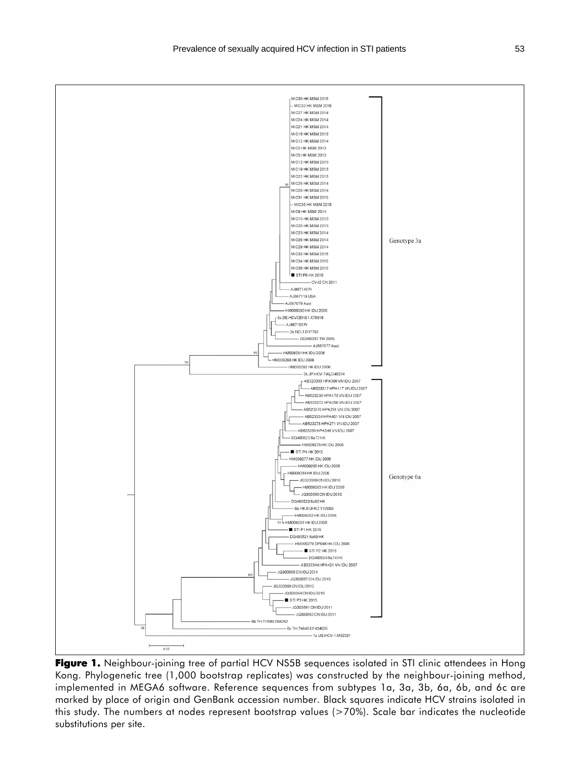**Figure 1.** Neighbour-joining tree of partial HCV NS5B sequences isolated in STI clinic attendees in Hong Kong. Phylogenetic tree (1,000 bootstrap replicates) was constructed by the neighbour-joining method, implemented in MEGA6 software. Reference sequences from subtypes 1a, 3a, 3b, 6a, 6b, and 6c are marked by place of origin and GenBank accession number. Black squares indicate HCV strains isolated in this study. The numbers at nodes represent bootstrap values (>70%). Scale bar indicates the nucleotide substitutions per site.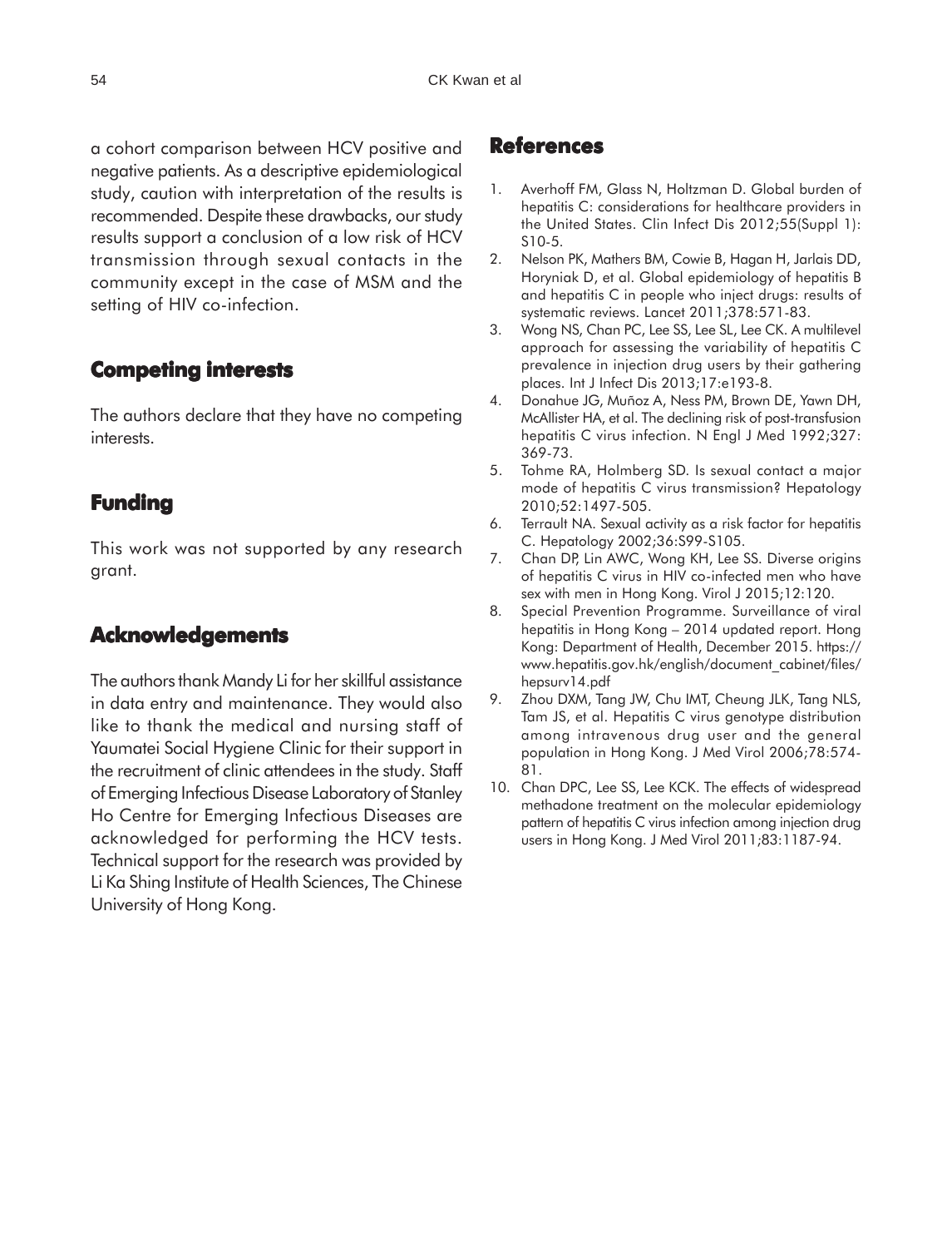a cohort comparison between HCV positive and negative patients. As a descriptive epidemiological study, caution with interpretation of the results is recommended. Despite these drawbacks, our study results support a conclusion of a low risk of HCV transmission through sexual contacts in the community except in the case of MSM and the setting of HIV co-infection.

## Competing interests

The authors declare that they have no competing interests.

## Funding

This work was not supported by any research grant.

## Acknowledgements

The authors thank Mandy Li for her skillful assistance in data entry and maintenance. They would also like to thank the medical and nursing staff of Yaumatei Social Hygiene Clinic for their support in the recruitment of clinic attendees in the study. Staff of Emerging Infectious Disease Laboratory of Stanley Ho Centre for Emerging Infectious Diseases are acknowledged for performing the HCV tests. Technical support for the research was provided by Li Ka Shing Institute of Health Sciences, The Chinese University of Hong Kong.

## References

1. Averhoff FM, Glass N, Holtzman D. Global burden of hepatitis C: considerations for healthcare providers in the United States. Clin Infect Dis 2012;55(Suppl 1): S10-5.
2. Nelson PK, Mathers BM, Cowie B, Hagan H, Jarlais DD, Horyniak D, et al. Global epidemiology of hepatitis B and hepatitis C in people who inject drugs: results of systematic reviews. Lancet 2011;378:571-83.
3. Wong NS, Chan PC, Lee SS, Lee SL, Lee CK. A multilevel approach for assessing the variability of hepatitis C prevalence in injection drug users by their gathering places. Int J Infect Dis 2013;17:e193-8.
4. Donahue JG, Muñoz A, Ness PM, Brown DE, Yawn DH, McAllister HA, et al. The declining risk of post-transfusion hepatitis C virus infection. N Engl J Med 1992;327: 369-73.
5. Tohme RA, Holmberg SD. Is sexual contact a major mode of hepatitis C virus transmission? Hepatology 2010;52:1497-505.
6. Terrault NA. Sexual activity as a risk factor for hepatitis C. Hepatology 2002;36:S99-S105.
7. Chan DP, Lin AWC, Wong KH, Lee SS. Diverse origins of hepatitis C virus in HIV co-infected men who have sex with men in Hong Kong. Virol J 2015;12:120.
8. Special Prevention Programme. Surveillance of viral hepatitis in Hong Kong – 2014 updated report. Hong Kong: Department of Health, December 2015. https://www.hepatitis.gov.hk/english/document_cabinet/files/hepsurv14.pdf
9. Zhou DXM, Tang JW, Chu IMT, Cheung JLK, Tang NLS, Tam JS, et al. Hepatitis C virus genotype distribution among intravenous drug user and the general population in Hong Kong. J Med Virol 2006;78:574-81.
10. Chan DPC, Lee SS, Lee KCK. The effects of widespread methadone treatment on the molecular epidemiology pattern of hepatitis C virus infection among injection drug users in Hong Kong. J Med Virol 2011;83:1187-94.